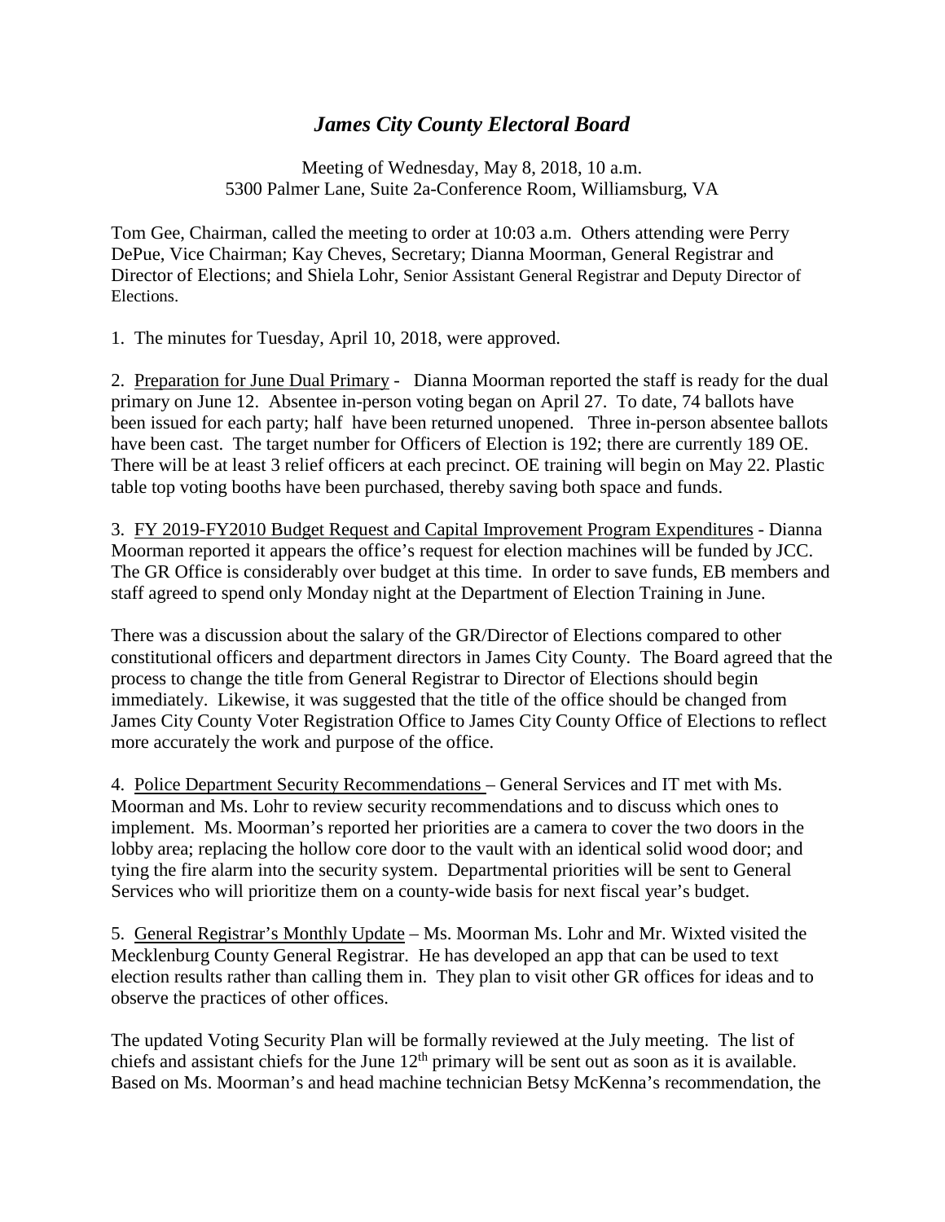# *James City County Electoral Board*

Meeting of Wednesday, May 8, 2018, 10 a.m.
5300 Palmer Lane, Suite 2a-Conference Room, Williamsburg, VA

Tom Gee, Chairman, called the meeting to order at 10:03 a.m. Others attending were Perry DePue, Vice Chairman; Kay Cheves, Secretary; Dianna Moorman, General Registrar and Director of Elections; and Shiela Lohr, Senior Assistant General Registrar and Deputy Director of Elections.

1. The minutes for Tuesday, April 10, 2018, were approved.

2. Preparation for June Dual Primary - Dianna Moorman reported the staff is ready for the dual primary on June 12. Absentee in-person voting began on April 27. To date, 74 ballots have been issued for each party; half have been returned unopened. Three in-person absentee ballots have been cast. The target number for Officers of Election is 192; there are currently 189 OE. There will be at least 3 relief officers at each precinct. OE training will begin on May 22. Plastic table top voting booths have been purchased, thereby saving both space and funds.

3. FY 2019-FY2010 Budget Request and Capital Improvement Program Expenditures - Dianna Moorman reported it appears the office's request for election machines will be funded by JCC. The GR Office is considerably over budget at this time. In order to save funds, EB members and staff agreed to spend only Monday night at the Department of Election Training in June.

There was a discussion about the salary of the GR/Director of Elections compared to other constitutional officers and department directors in James City County. The Board agreed that the process to change the title from General Registrar to Director of Elections should begin immediately. Likewise, it was suggested that the title of the office should be changed from James City County Voter Registration Office to James City County Office of Elections to reflect more accurately the work and purpose of the office.

4. Police Department Security Recommendations – General Services and IT met with Ms. Moorman and Ms. Lohr to review security recommendations and to discuss which ones to implement. Ms. Moorman's reported her priorities are a camera to cover the two doors in the lobby area; replacing the hollow core door to the vault with an identical solid wood door; and tying the fire alarm into the security system. Departmental priorities will be sent to General Services who will prioritize them on a county-wide basis for next fiscal year's budget.

5. General Registrar's Monthly Update – Ms. Moorman Ms. Lohr and Mr. Wixted visited the Mecklenburg County General Registrar. He has developed an app that can be used to text election results rather than calling them in. They plan to visit other GR offices for ideas and to observe the practices of other offices.

The updated Voting Security Plan will be formally reviewed at the July meeting. The list of chiefs and assistant chiefs for the June 12th primary will be sent out as soon as it is available. Based on Ms. Moorman's and head machine technician Betsy McKenna's recommendation, the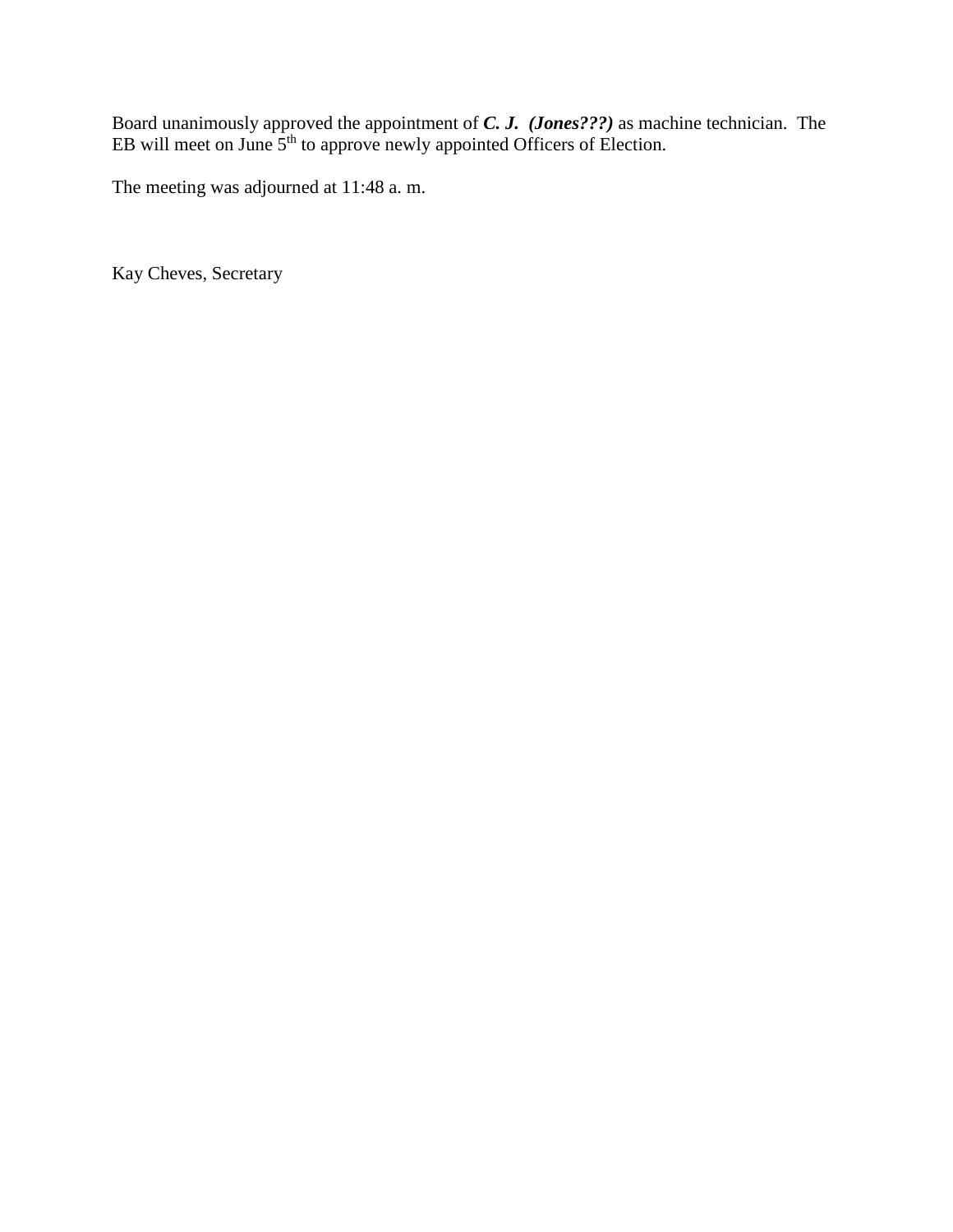Board unanimously approved the appointment of ***C. J. (Jones???)*** as machine technician. The EB will meet on June 5th to approve newly appointed Officers of Election.

The meeting was adjourned at 11:48 a. m.

Kay Cheves, Secretary